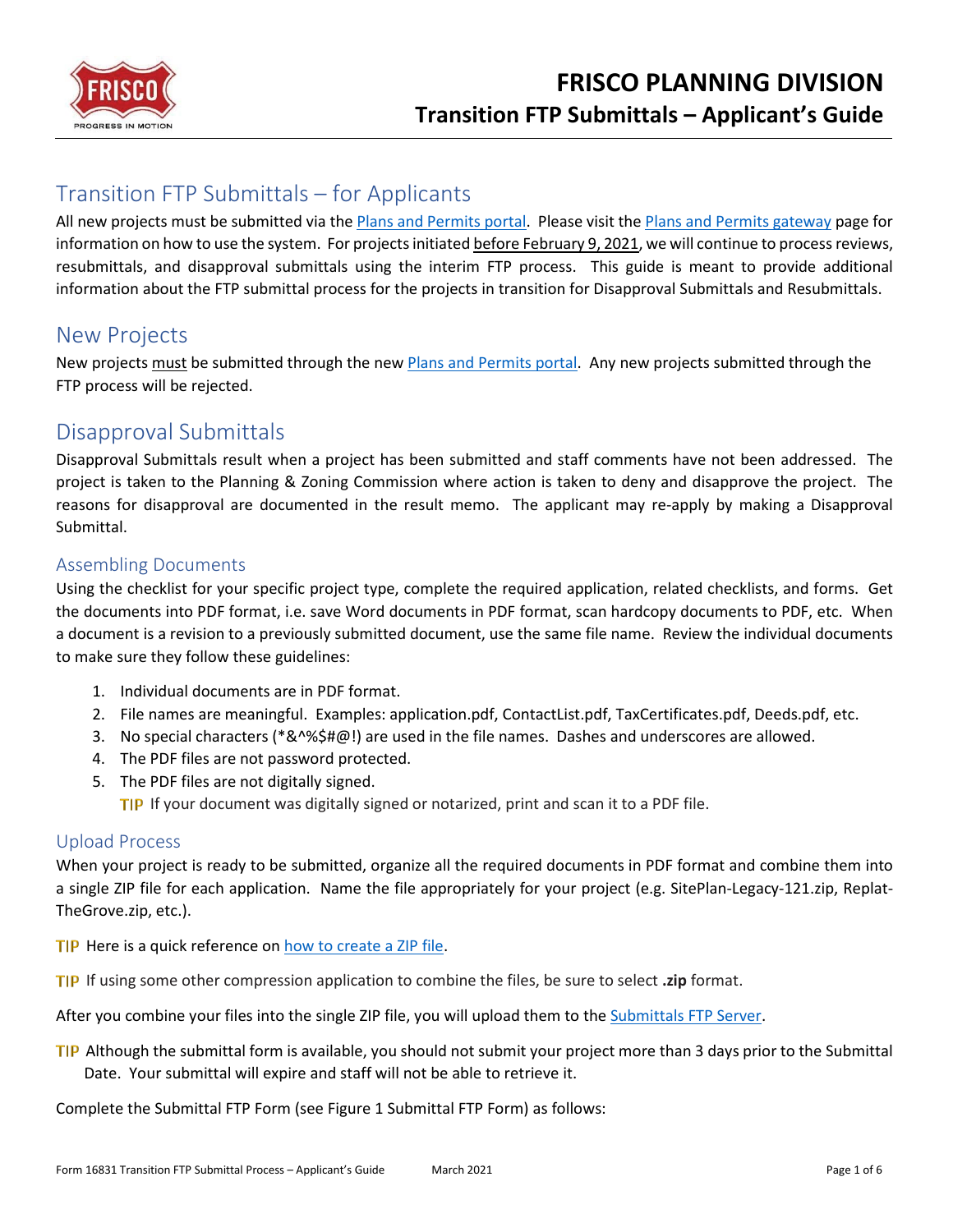# FRISCO PLANNING DIVISION

## Transition FTP Submittals – Applicant's Guide

## Transition FTP Submittals – for Applicants

All new projects must be submitted via the Plans and Permits portal. Please visit the Plans and Permits gateway page for information on how to use the system. For projects initiated before February 9, 2021, we will continue to process reviews, resubmittals, and disapproval submittals using the interim FTP process. This guide is meant to provide additional information about the FTP submittal process for the projects in transition for Disapproval Submittals and Resubmittals.

## New Projects

New projects must be submitted through the new Plans and Permits portal. Any new projects submitted through the FTP process will be rejected.

## Disapproval Submittals

Disapproval Submittals result when a project has been submitted and staff comments have not been addressed. The project is taken to the Planning & Zoning Commission where action is taken to deny and disapprove the project. The reasons for disapproval are documented in the result memo. The applicant may re-apply by making a Disapproval Submittal.

### Assembling Documents

Using the checklist for your specific project type, complete the required application, related checklists, and forms. Get the documents into PDF format, i.e. save Word documents in PDF format, scan hardcopy documents to PDF, etc. When a document is a revision to a previously submitted document, use the same file name. Review the individual documents to make sure they follow these guidelines:

1. Individual documents are in PDF format.
2. File names are meaningful. Examples: application.pdf, ContactList.pdf, TaxCertificates.pdf, Deeds.pdf, etc.
3. No special characters (*&^%$#@!) are used in the file names. Dashes and underscores are allowed.
4. The PDF files are not password protected.
5. The PDF files are not digitally signed.

   **TIP** If your document was digitally signed or notarized, print and scan it to a PDF file.

### Upload Process

When your project is ready to be submitted, organize all the required documents in PDF format and combine them into a single ZIP file for each application. Name the file appropriately for your project (e.g. SitePlan-Legacy-121.zip, Replat-TheGrove.zip, etc.).

**TIP** Here is a quick reference on how to create a ZIP file.

**TIP** If using some other compression application to combine the files, be sure to select **.zip** format.

After you combine your files into the single ZIP file, you will upload them to the Submittals FTP Server.

**TIP** Although the submittal form is available, you should not submit your project more than 3 days prior to the Submittal Date. Your submittal will expire and staff will not be able to retrieve it.

Complete the Submittal FTP Form (see Figure 1 Submittal FTP Form) as follows: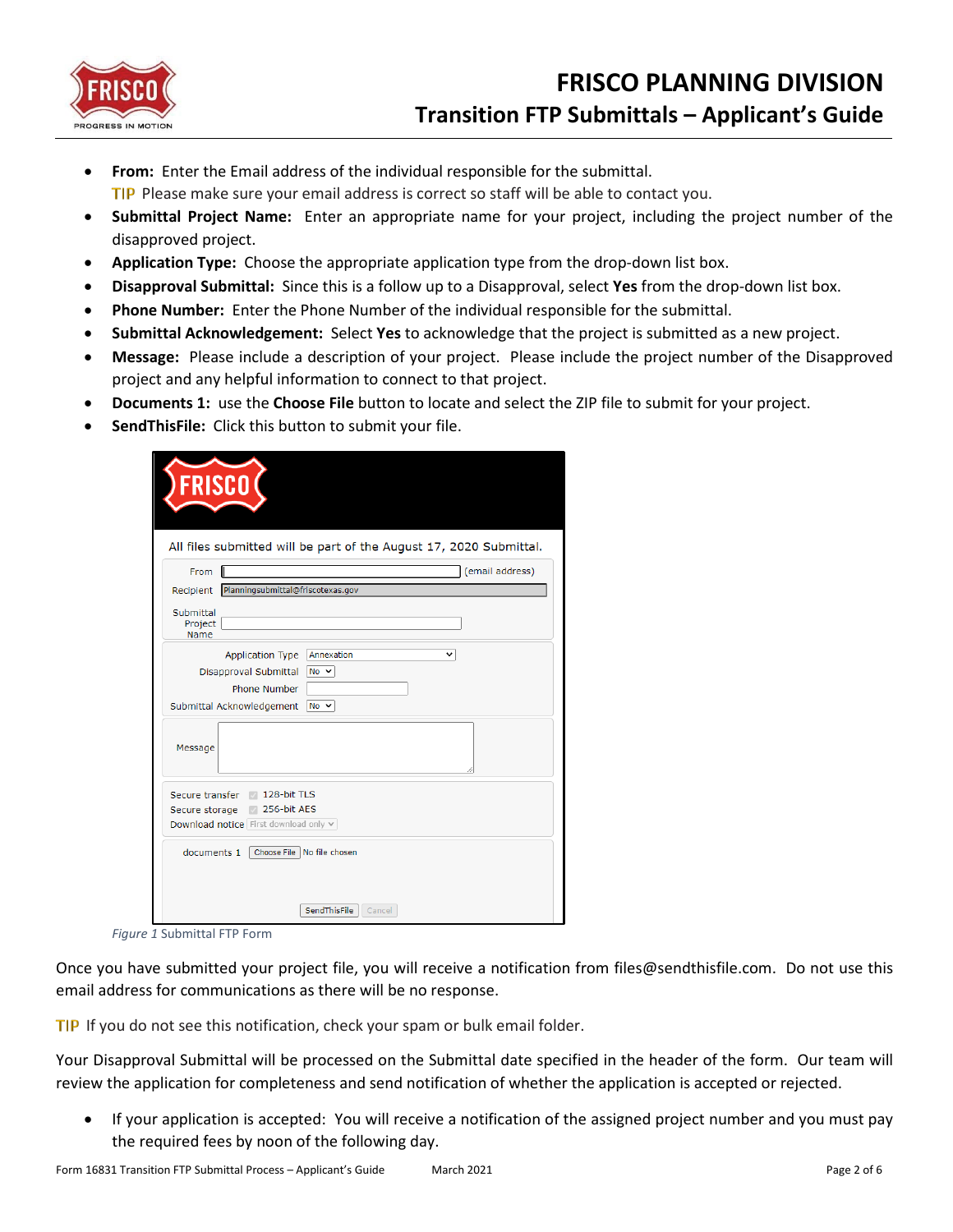- **From:** Enter the Email address of the individual responsible for the submittal.
  TIP Please make sure your email address is correct so staff will be able to contact you.
- **Submittal Project Name:** Enter an appropriate name for your project, including the project number of the disapproved project.
- **Application Type:** Choose the appropriate application type from the drop-down list box.
- **Disapproval Submittal:** Since this is a follow up to a Disapproval, select **Yes** from the drop-down list box.
- **Phone Number:** Enter the Phone Number of the individual responsible for the submittal.
- **Submittal Acknowledgement:** Select **Yes** to acknowledge that the project is submitted as a new project.
- **Message:** Please include a description of your project. Please include the project number of the Disapproved project and any helpful information to connect to that project.
- **Documents 1:** use the **Choose File** button to locate and select the ZIP file to submit for your project.
- **SendThisFile:** Click this button to submit your file.

*Figure 1* Submittal FTP Form

Once you have submitted your project file, you will receive a notification from files@sendthisfile.com. Do not use this email address for communications as there will be no response.

TIP If you do not see this notification, check your spam or bulk email folder.

Your Disapproval Submittal will be processed on the Submittal date specified in the header of the form. Our team will review the application for completeness and send notification of whether the application is accepted or rejected.

- If your application is accepted: You will receive a notification of the assigned project number and you must pay the required fees by noon of the following day.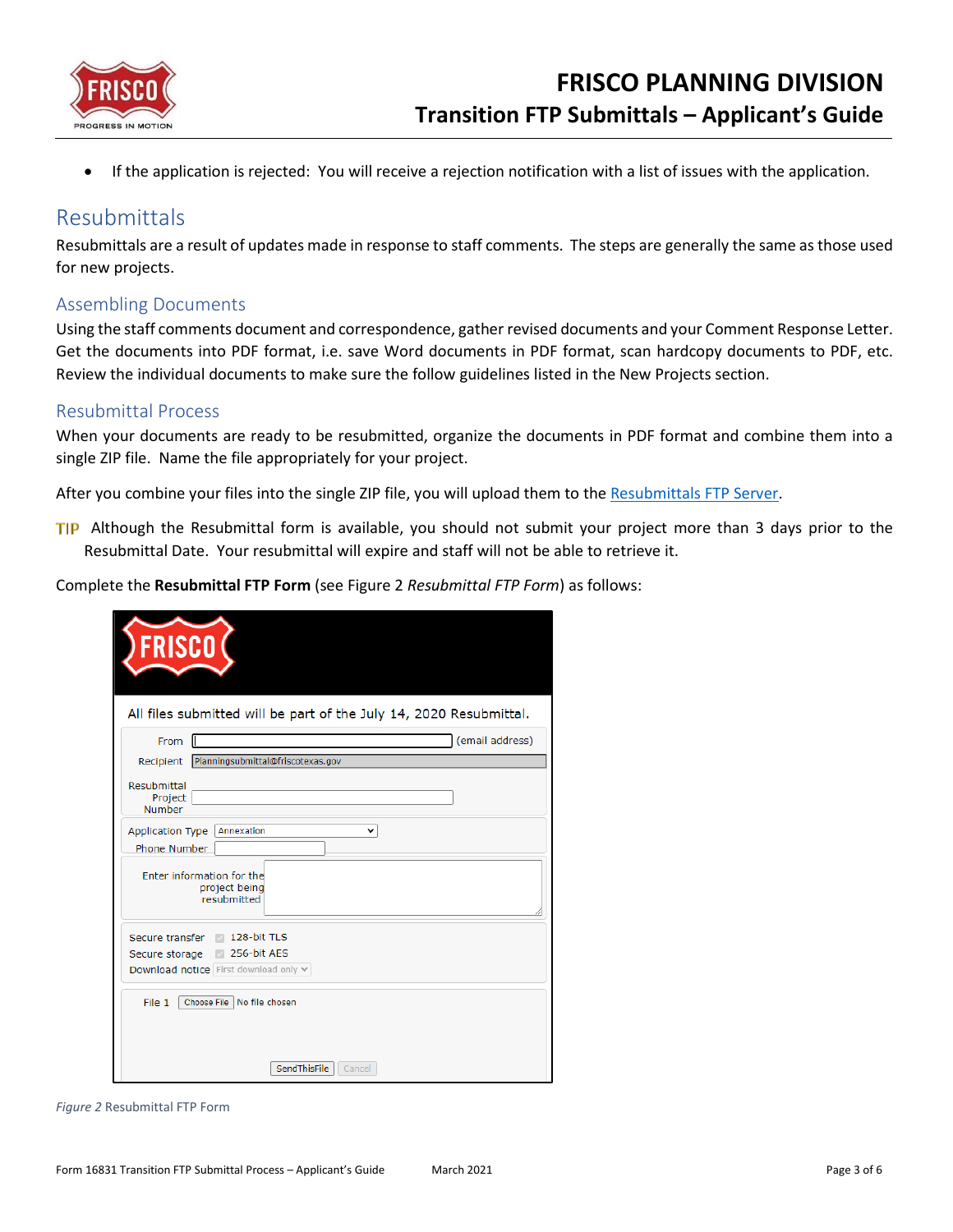- If the application is rejected: You will receive a rejection notification with a list of issues with the application.

## Resubmittals

Resubmittals are a result of updates made in response to staff comments. The steps are generally the same as those used for new projects.

### Assembling Documents

Using the staff comments document and correspondence, gather revised documents and your Comment Response Letter. Get the documents into PDF format, i.e. save Word documents in PDF format, scan hardcopy documents to PDF, etc. Review the individual documents to make sure the follow guidelines listed in the New Projects section.

### Resubmittal Process

When your documents are ready to be resubmitted, organize the documents in PDF format and combine them into a single ZIP file. Name the file appropriately for your project.

After you combine your files into the single ZIP file, you will upload them to the [Resubmittals FTP Server](Resubmittals FTP Server).

TIP Although the Resubmittal form is available, you should not submit your project more than 3 days prior to the Resubmittal Date. Your resubmittal will expire and staff will not be able to retrieve it.

Complete the **Resubmittal FTP Form** (see Figure 2 *Resubmittal FTP Form*) as follows:

FRISCO

All files submitted will be part of the July 14, 2020 Resubmittal.

From [ ] (email address)

Recipient Planningsubmittal@friscotexas.gov

Resubmittal Project Number [ ]

Application Type Annexation

Phone Number [ ]

Enter information for the project being resubmitted

Secure transfer 128-bit TLS

Secure storage 256-bit AES

Download notice First download only

File 1 Choose File No file chosen

SendThisFile Cancel

*Figure 2* Resubmittal FTP Form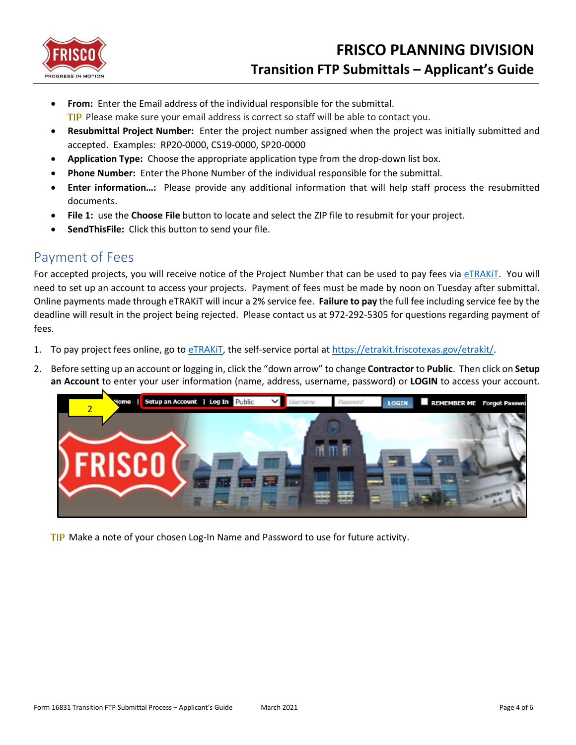- **From:** Enter the Email address of the individual responsible for the submittal.
  TIP Please make sure your email address is correct so staff will be able to contact you.
- **Resubmittal Project Number:** Enter the project number assigned when the project was initially submitted and accepted. Examples: RP20-0000, CS19-0000, SP20-0000
- **Application Type:** Choose the appropriate application type from the drop-down list box.
- **Phone Number:** Enter the Phone Number of the individual responsible for the submittal.
- **Enter information…:** Please provide any additional information that will help staff process the resubmitted documents.
- **File 1:** use the **Choose File** button to locate and select the ZIP file to resubmit for your project.
- **SendThisFile:** Click this button to send your file.

## Payment of Fees

For accepted projects, you will receive notice of the Project Number that can be used to pay fees via eTRAKiT. You will need to set up an account to access your projects. Payment of fees must be made by noon on Tuesday after submittal. Online payments made through eTRAKiT will incur a 2% service fee. **Failure to pay** the full fee including service fee by the deadline will result in the project being rejected. Please contact us at 972-292-5305 for questions regarding payment of fees.

1. To pay project fees online, go to eTRAKiT, the self-service portal at https://etrakit.friscotexas.gov/etrakit/.
2. Before setting up an account or logging in, click the "down arrow" to change **Contractor** to **Public**. Then click on **Setup an Account** to enter your user information (name, address, username, password) or **LOGIN** to access your account.

TIP Make a note of your chosen Log-In Name and Password to use for future activity.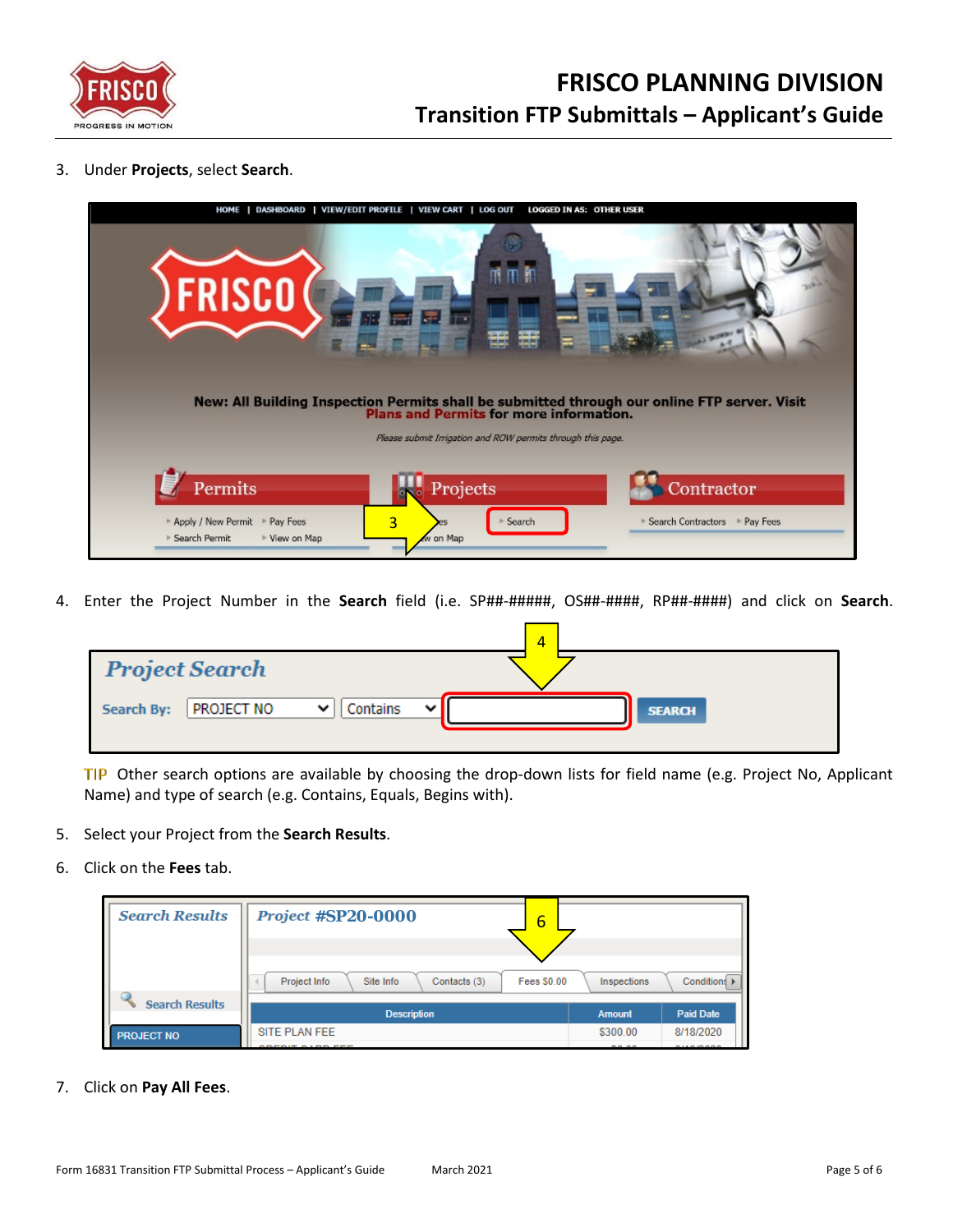3. Under **Projects**, select **Search**.

4. Enter the Project Number in the **Search** field (i.e. SP##-#####, OS##-####, RP##-####) and click on **Search**.

   TIP Other search options are available by choosing the drop-down lists for field name (e.g. Project No, Applicant Name) and type of search (e.g. Contains, Equals, Begins with).

5. Select your Project from the **Search Results**.

6. Click on the **Fees** tab.

7. Click on **Pay All Fees**.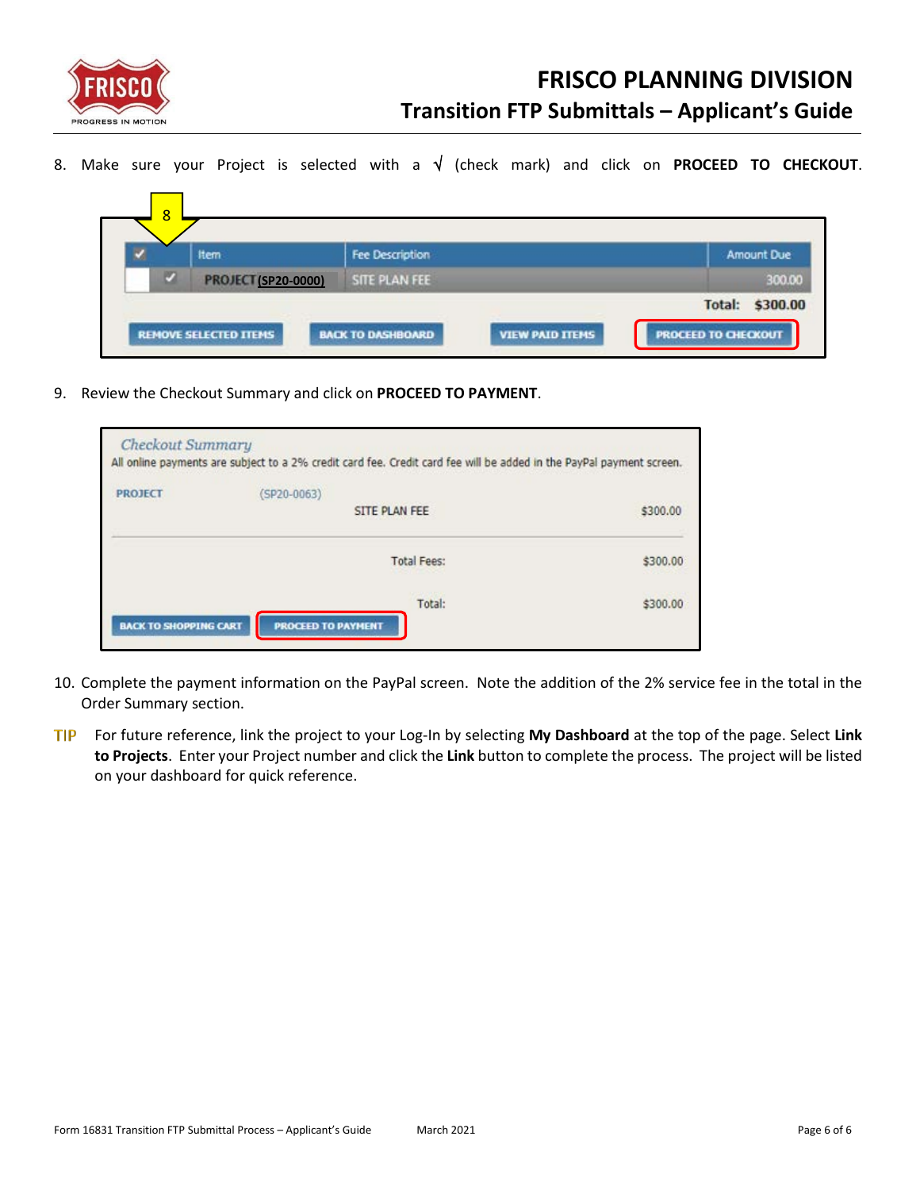8. Make sure your Project is selected with a √ (check mark) and click on **PROCEED TO CHECKOUT**.

| ✓ | Item | Fee Description | Amount Due |
|---|---|---|---|
| ✓ | PROJECT (SP20-0000) | SITE PLAN FEE | 300.00 |
| | | Total: | $300.00 |

REMOVE SELECTED ITEMS | BACK TO DASHBOARD | VIEW PAID ITEMS | PROCEED TO CHECKOUT

9. Review the Checkout Summary and click on **PROCEED TO PAYMENT**.

*Checkout Summary*

All online payments are subject to a 2% credit card fee. Credit card fee will be added in the PayPal payment screen.

| | | | |
|---|---|---|---|
| PROJECT | (SP20-0063) | SITE PLAN FEE | $300.00 |
| | | Total Fees: | $300.00 |
| | | Total: | $300.00 |

BACK TO SHOPPING CART | PROCEED TO PAYMENT

10. Complete the payment information on the PayPal screen. Note the addition of the 2% service fee in the total in the Order Summary section.

TIP For future reference, link the project to your Log-In by selecting **My Dashboard** at the top of the page. Select **Link to Projects**. Enter your Project number and click the **Link** button to complete the process. The project will be listed on your dashboard for quick reference.